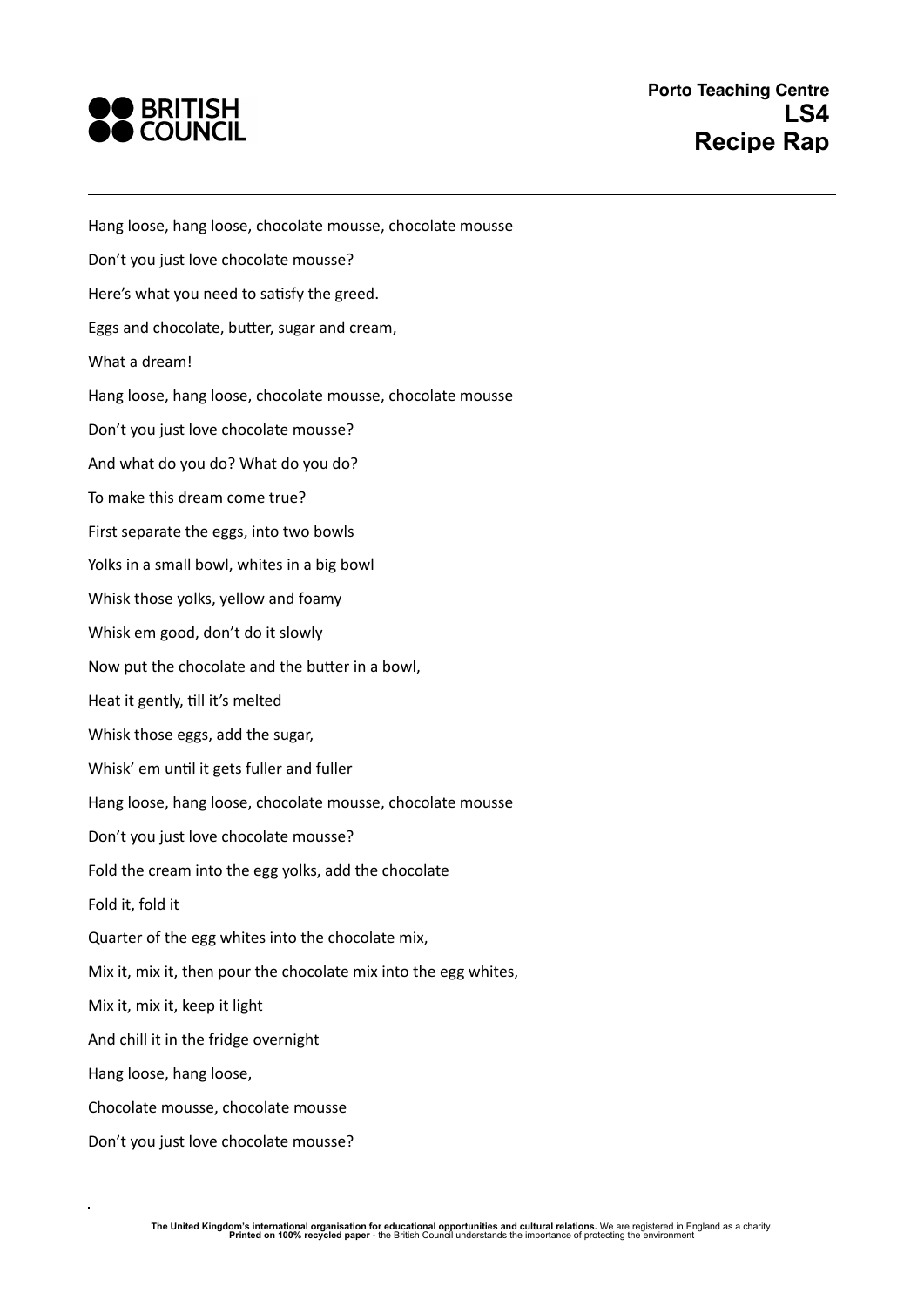# Recipe Rap

Porto Teaching Centre
LS4

Hang loose, hang loose, chocolate mousse, chocolate mousse

Don't you just love chocolate mousse?

Here's what you need to satisfy the greed.

Eggs and chocolate, butter, sugar and cream,

What a dream!

Hang loose, hang loose, chocolate mousse, chocolate mousse

Don't you just love chocolate mousse?

And what do you do? What do you do?

To make this dream come true?

First separate the eggs, into two bowls

Yolks in a small bowl, whites in a big bowl

Whisk those yolks, yellow and foamy

Whisk em good, don't do it slowly

Now put the chocolate and the butter in a bowl,

Heat it gently, till it's melted

Whisk those eggs, add the sugar,

Whisk' em until it gets fuller and fuller

Hang loose, hang loose, chocolate mousse, chocolate mousse

Don't you just love chocolate mousse?

Fold the cream into the egg yolks, add the chocolate

Fold it, fold it

Quarter of the egg whites into the chocolate mix,

Mix it, mix it, then pour the chocolate mix into the egg whites,

Mix it, mix it, keep it light

And chill it in the fridge overnight

Hang loose, hang loose,

Chocolate mousse, chocolate mousse

Don't you just love chocolate mousse?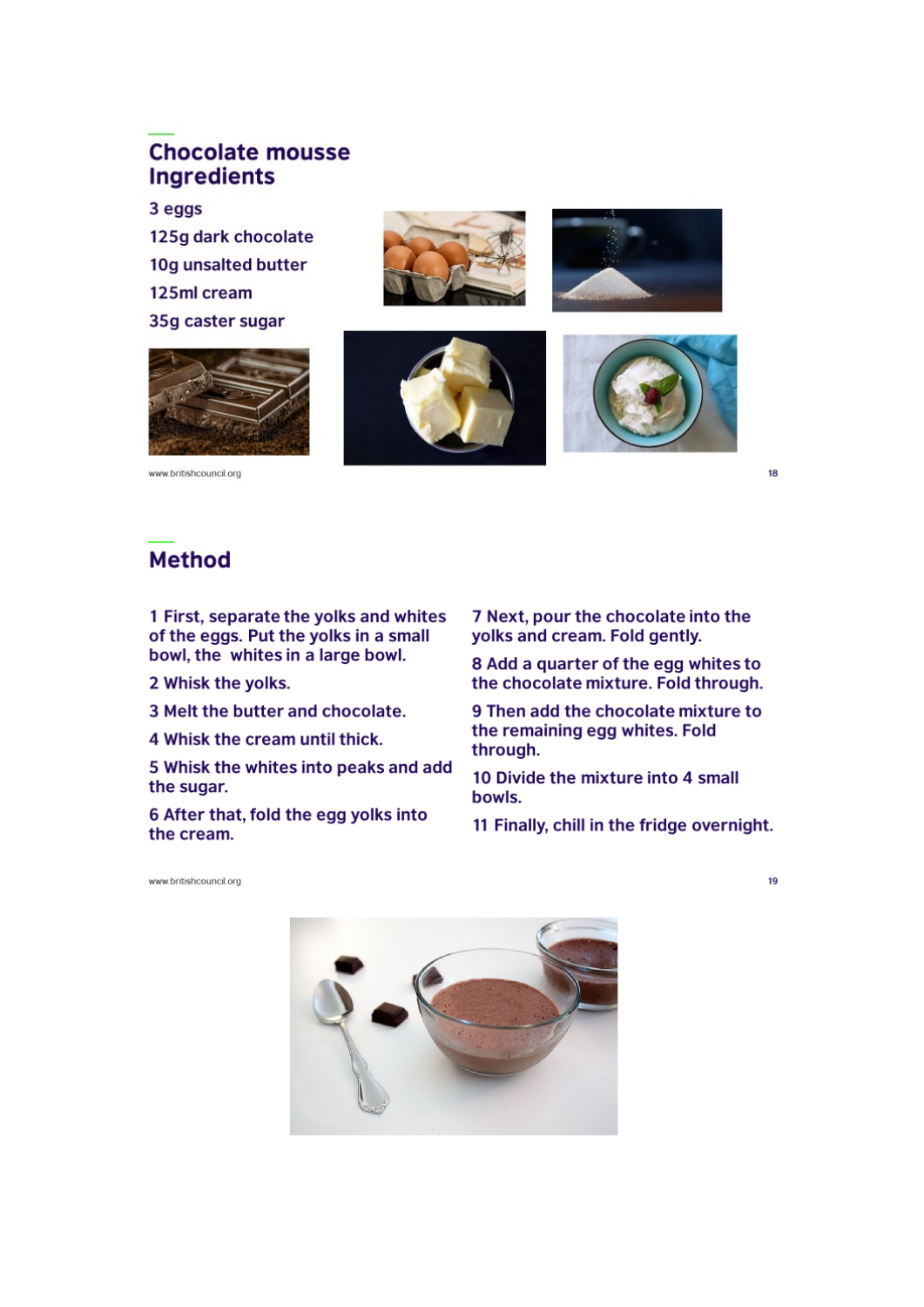## Chocolate mousse
## Ingredients

3 eggs

125g dark chocolate

10g unsalted butter

125ml cream

35g caster sugar

## Method

1 First, separate the yolks and whites of the eggs. Put the yolks in a small bowl, the whites in a large bowl.

2 Whisk the yolks.

3 Melt the butter and chocolate.

4 Whisk the cream until thick.

5 Whisk the whites into peaks and add the sugar.

6 After that, fold the egg yolks into the cream.

7 Next, pour the chocolate into the yolks and cream. Fold gently.

8 Add a quarter of the egg whites to the chocolate mixture. Fold through.

9 Then add the chocolate mixture to the remaining egg whites. Fold through.

10 Divide the mixture into 4 small bowls.

11 Finally, chill in the fridge overnight.